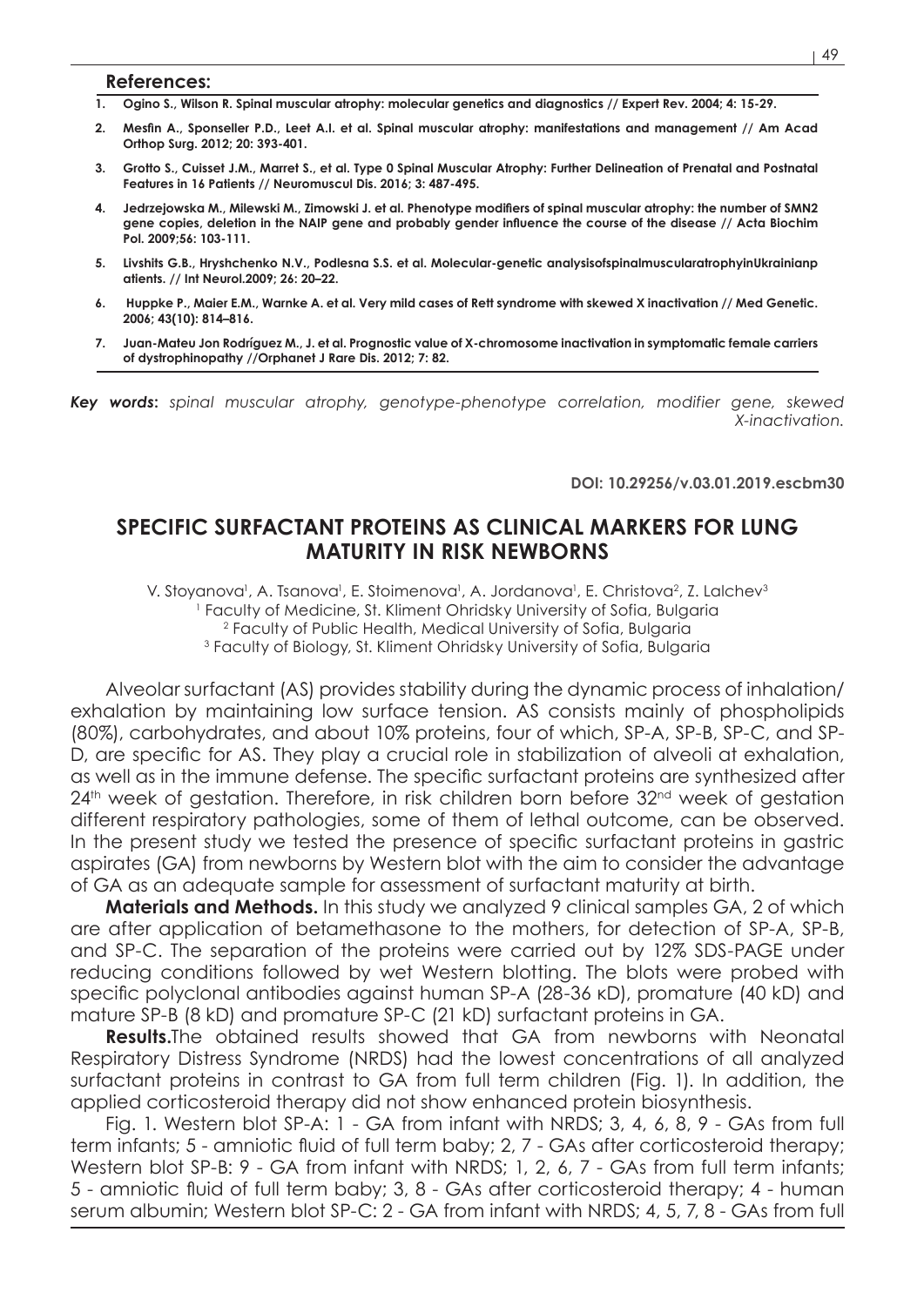**References:**

1. **Ogino S., Wilson R. Spinal muscular atrophy: molecular genetics and diagnostics // Expert Rev. 2004; 4: 15-29.**
2. **Mesfin A., Sponseller P.D., Leet A.I. et al. Spinal muscular atrophy: manifestations and management // Am Acad Orthop Surg. 2012; 20: 393-401.**
3. **Grotto S., Cuisset J.M., Marret S., et al. Type 0 Spinal Muscular Atrophy: Further Delineation of Prenatal and Postnatal Features in 16 Patients // Neuromuscul Dis. 2016; 3: 487-495.**
4. **Jedrzejowska M., Milewski M., Zimowski J. et al. Phenotype modifiers of spinal muscular atrophy: the number of SMN2 gene copies, deletion in the NAIP gene and probably gender influence the course of the disease // Acta Biochim Pol. 2009;56: 103-111.**
5. **Livshits G.B., Hryshchenko N.V., Podlesna S.S. et al. Molecular-genetic analysisofspinalmuscularatrophyinUkrainianp atients. // Int Neurol.2009; 26: 20–22.**
6. **Huppke P., Maier E.M., Warnke A. et al. Very mild cases of Rett syndrome with skewed X inactivation // Med Genetic. 2006; 43(10): 814–816.**
7. **Juan-Mateu Jon Rodríguez M., J. et al. Prognostic value of X-chromosome inactivation in symptomatic female carriers of dystrophinopathy //Orphanet J Rare Dis. 2012; 7: 82.**

***Key words:*** *spinal muscular atrophy, genotype-phenotype correlation, modifier gene, skewed X-inactivation.*

**DOI: 10.29256/v.03.01.2019.escbm30**

## SPECIFIC SURFACTANT PROTEINS AS CLINICAL MARKERS FOR LUNG MATURITY IN RISK NEWBORNS

V. Stoyanova[1], A. Tsanova[1], E. Stoimenova[1], A. Jordanova[1], E. Christova[2], Z. Lalchev[3]

[1] Faculty of Medicine, St. Kliment Ohridsky University of Sofia, Bulgaria

[2] Faculty of Public Health, Medical University of Sofia, Bulgaria

[3] Faculty of Biology, St. Kliment Ohridsky University of Sofia, Bulgaria

Alveolar surfactant (AS) provides stability during the dynamic process of inhalation/exhalation by maintaining low surface tension. AS consists mainly of phospholipids (80%), carbohydrates, and about 10% proteins, four of which, SP-A, SP-B, SP-C, and SP-D, are specific for AS. They play a crucial role in stabilization of alveoli at exhalation, as well as in the immune defense. The specific surfactant proteins are synthesized after $24^{th}$ week of gestation. Therefore, in risk children born before $32^{nd}$ week of gestation different respiratory pathologies, some of them of lethal outcome, can be observed. In the present study we tested the presence of specific surfactant proteins in gastric aspirates (GA) from newborns by Western blot with the aim to consider the advantage of GA as an adequate sample for assessment of surfactant maturity at birth.

**Materials and Methods.** In this study we analyzed 9 clinical samples GA, 2 of which are after application of betamethasone to the mothers, for detection of SP-A, SP-B, and SP-C. The separation of the proteins were carried out by 12% SDS-PAGE under reducing conditions followed by wet Western blotting. The blots were probed with specific polyclonal antibodies against human SP-A (28-36 кD), promature (40 kD) and mature SP-B (8 kD) and promature SP-C (21 kD) surfactant proteins in GA.

**Results.**The obtained results showed that GA from newborns with Neonatal Respiratory Distress Syndrome (NRDS) had the lowest concentrations of all analyzed surfactant proteins in contrast to GA from full term children (Fig. 1). In addition, the applied corticosteroid therapy did not show enhanced protein biosynthesis.

Fig. 1. Western blot SP-A: 1 - GA from infant with NRDS; 3, 4, 6, 8, 9 - GAs from full term infants; 5 - amniotic fluid of full term baby; 2, 7 - GAs after corticosteroid therapy; Western blot SP-B: 9 - GA from infant with NRDS; 1, 2, 6, 7 - GAs from full term infants; 5 - amniotic fluid of full term baby; 3, 8 - GAs after corticosteroid therapy; 4 - human serum albumin; Western blot SP-C: 2 - GA from infant with NRDS; 4, 5, 7, 8 - GAs from full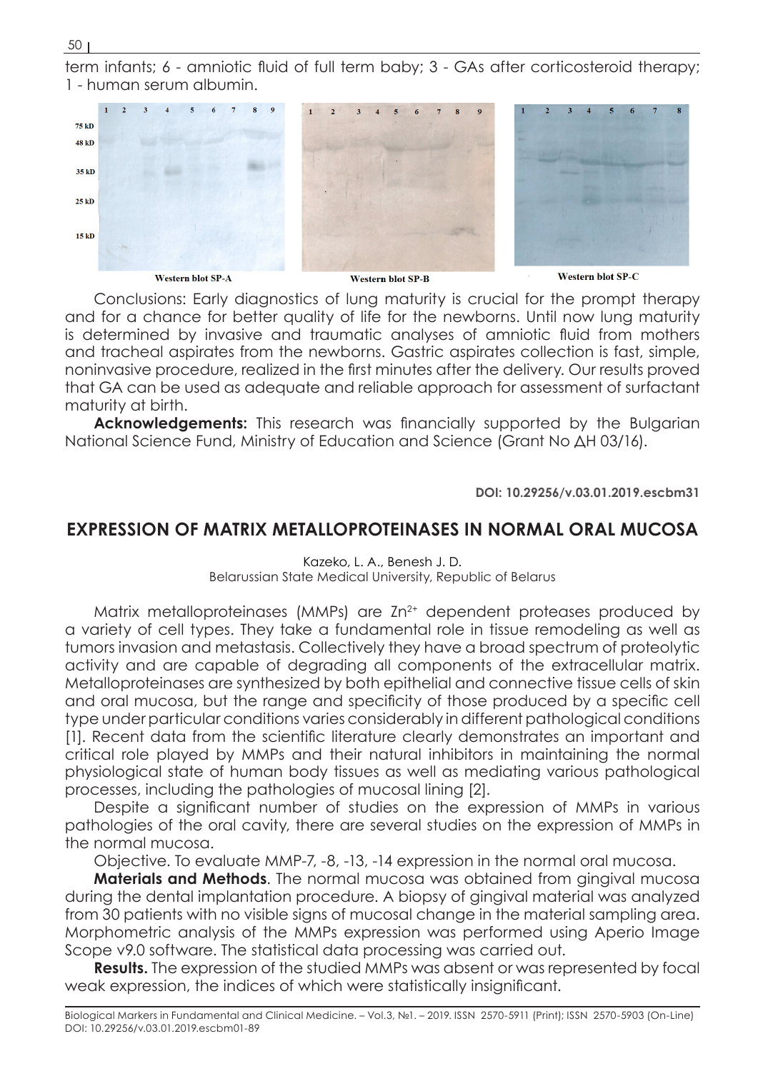term infants; 6 - amniotic fluid of full term baby; 3 - GAs after corticosteroid therapy; 1 - human serum albumin.

1 2 3 4 5 6 7 8 9

75 kD
48 kD
35 kD
25 kD
15 kD

Western blot SP-A

1 2 3 4 5 6 7 8 9

Western blot SP-B

1 2 3 4 5 6 7 8

Western blot SP-C

Conclusions: Early diagnostics of lung maturity is crucial for the prompt therapy and for a chance for better quality of life for the newborns. Until now lung maturity is determined by invasive and traumatic analyses of amniotic fluid from mothers and tracheal aspirates from the newborns. Gastric aspirates collection is fast, simple, noninvasive procedure, realized in the first minutes after the delivery. Our results proved that GA can be used as adequate and reliable approach for assessment of surfactant maturity at birth.

**Acknowledgements:** This research was financially supported by the Bulgarian National Science Fund, Ministry of Education and Science (Grant No ΔH 03/16).

**DOI: 10.29256/v.03.01.2019.escbm31**

## EXPRESSION OF MATRIX METALLOPROTEINASES IN NORMAL ORAL MUCOSA

Kazeko, L. A., Benesh J. D.
Belarussian State Medical University, Republic of Belarus

Matrix metalloproteinases (MMPs) are $Zn^{2+}$ dependent proteases produced by a variety of cell types. They take a fundamental role in tissue remodeling as well as tumors invasion and metastasis. Collectively they have a broad spectrum of proteolytic activity and are capable of degrading all components of the extracellular matrix. Metalloproteinases are synthesized by both epithelial and connective tissue cells of skin and oral mucosa, but the range and specificity of those produced by a specific cell type under particular conditions varies considerably in different pathological conditions [1]. Recent data from the scientific literature clearly demonstrates an important and critical role played by MMPs and their natural inhibitors in maintaining the normal physiological state of human body tissues as well as mediating various pathological processes, including the pathologies of mucosal lining [2].

Despite a significant number of studies on the expression of MMPs in various pathologies of the oral cavity, there are several studies on the expression of MMPs in the normal mucosa.

Objective. To evaluate MMP-7, -8, -13, -14 expression in the normal oral mucosa.

**Materials and Methods**. The normal mucosa was obtained from gingival mucosa during the dental implantation procedure. A biopsy of gingival material was analyzed from 30 patients with no visible signs of mucosal change in the material sampling area. Morphometric analysis of the MMPs expression was performed using Aperio Image Scope v9.0 software. The statistical data processing was carried out.

**Results.** The expression of the studied MMPs was absent or was represented by focal weak expression, the indices of which were statistically insignificant.